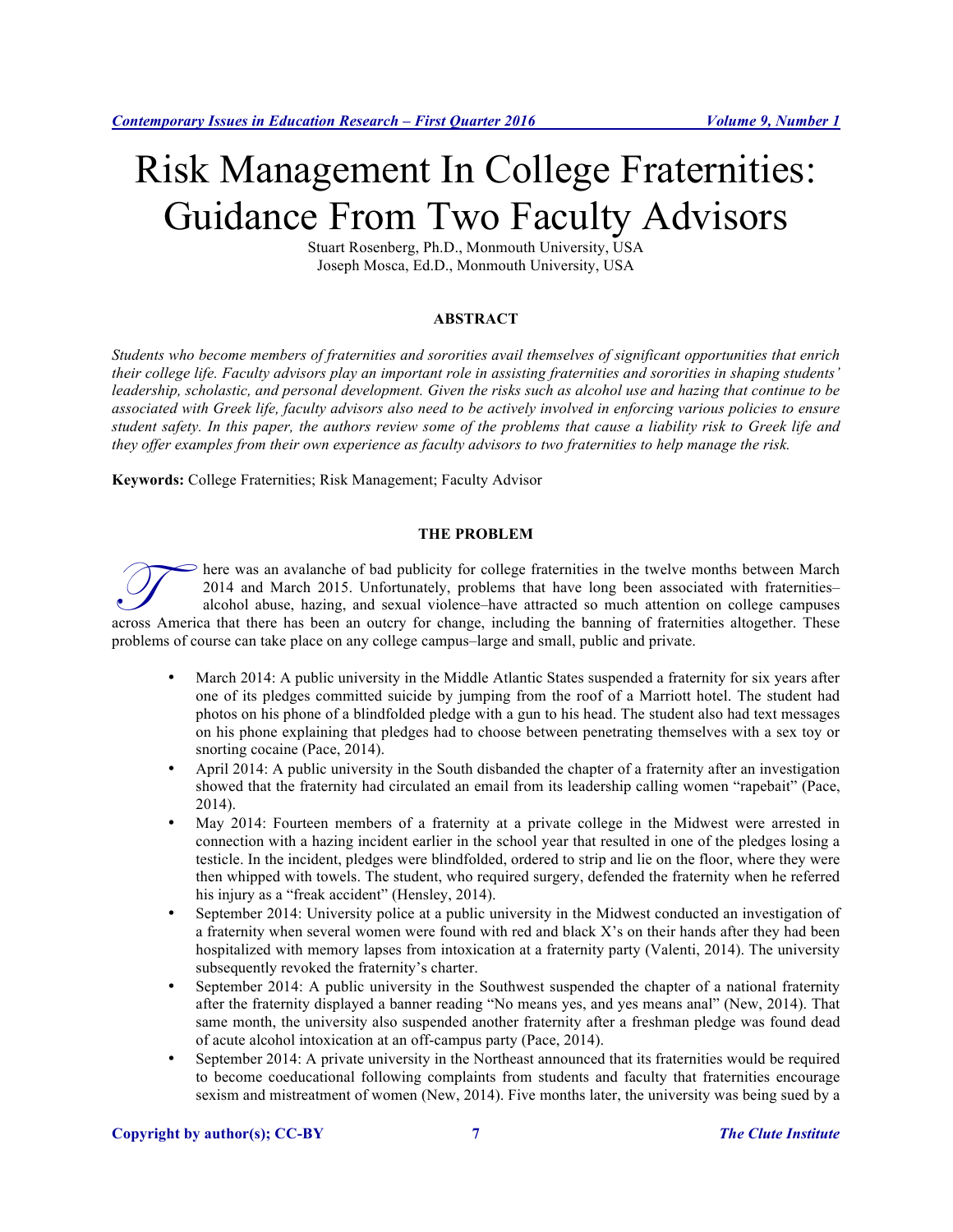# Risk Management In College Fraternities: Guidance From Two Faculty Advisors

Stuart Rosenberg, Ph.D., Monmouth University, USA
Joseph Mosca, Ed.D., Monmouth University, USA

## ABSTRACT

*Students who become members of fraternities and sororities avail themselves of significant opportunities that enrich their college life. Faculty advisors play an important role in assisting fraternities and sororities in shaping students' leadership, scholastic, and personal development. Given the risks such as alcohol use and hazing that continue to be associated with Greek life, faculty advisors also need to be actively involved in enforcing various policies to ensure student safety. In this paper, the authors review some of the problems that cause a liability risk to Greek life and they offer examples from their own experience as faculty advisors to two fraternities to help manage the risk.*

**Keywords:** College Fraternities; Risk Management; Faculty Advisor

## THE PROBLEM

There was an avalanche of bad publicity for college fraternities in the twelve months between March 2014 and March 2015. Unfortunately, problems that have long been associated with fraternities–alcohol abuse, hazing, and sexual violence–have attracted so much attention on college campuses across America that there has been an outcry for change, including the banning of fraternities altogether. These problems of course can take place on any college campus–large and small, public and private.

- March 2014: A public university in the Middle Atlantic States suspended a fraternity for six years after one of its pledges committed suicide by jumping from the roof of a Marriott hotel. The student had photos on his phone of a blindfolded pledge with a gun to his head. The student also had text messages on his phone explaining that pledges had to choose between penetrating themselves with a sex toy or snorting cocaine (Pace, 2014).
- April 2014: A public university in the South disbanded the chapter of a fraternity after an investigation showed that the fraternity had circulated an email from its leadership calling women "rapebait" (Pace, 2014).
- May 2014: Fourteen members of a fraternity at a private college in the Midwest were arrested in connection with a hazing incident earlier in the school year that resulted in one of the pledges losing a testicle. In the incident, pledges were blindfolded, ordered to strip and lie on the floor, where they were then whipped with towels. The student, who required surgery, defended the fraternity when he referred his injury as a "freak accident" (Hensley, 2014).
- September 2014: University police at a public university in the Midwest conducted an investigation of a fraternity when several women were found with red and black X's on their hands after they had been hospitalized with memory lapses from intoxication at a fraternity party (Valenti, 2014). The university subsequently revoked the fraternity's charter.
- September 2014: A public university in the Southwest suspended the chapter of a national fraternity after the fraternity displayed a banner reading "No means yes, and yes means anal" (New, 2014). That same month, the university also suspended another fraternity after a freshman pledge was found dead of acute alcohol intoxication at an off-campus party (Pace, 2014).
- September 2014: A private university in the Northeast announced that its fraternities would be required to become coeducational following complaints from students and faculty that fraternities encourage sexism and mistreatment of women (New, 2014). Five months later, the university was being sued by a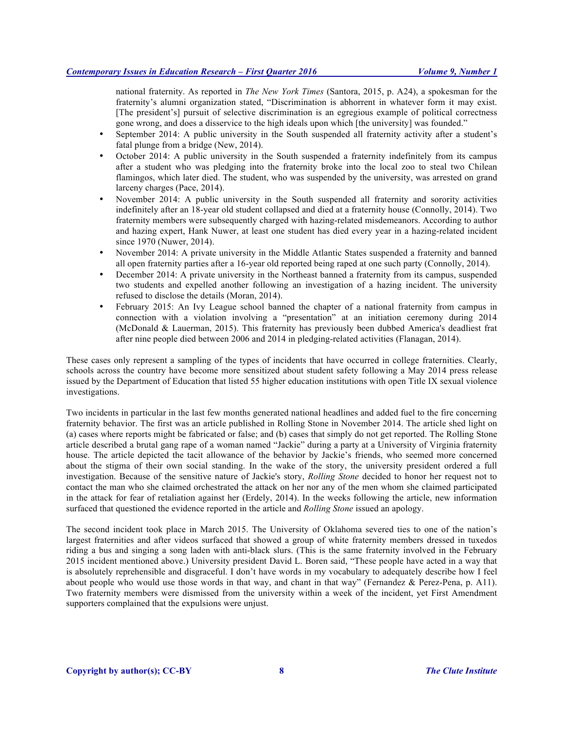national fraternity. As reported in *The New York Times* (Santora, 2015, p. A24), a spokesman for the fraternity's alumni organization stated, "Discrimination is abhorrent in whatever form it may exist. [The president's] pursuit of selective discrimination is an egregious example of political correctness gone wrong, and does a disservice to the high ideals upon which [the university] was founded."

- September 2014: A public university in the South suspended all fraternity activity after a student's fatal plunge from a bridge (New, 2014).
- October 2014: A public university in the South suspended a fraternity indefinitely from its campus after a student who was pledging into the fraternity broke into the local zoo to steal two Chilean flamingos, which later died. The student, who was suspended by the university, was arrested on grand larceny charges (Pace, 2014).
- November 2014: A public university in the South suspended all fraternity and sorority activities indefinitely after an 18-year old student collapsed and died at a fraternity house (Connolly, 2014). Two fraternity members were subsequently charged with hazing-related misdemeanors. According to author and hazing expert, Hank Nuwer, at least one student has died every year in a hazing-related incident since 1970 (Nuwer, 2014).
- November 2014: A private university in the Middle Atlantic States suspended a fraternity and banned all open fraternity parties after a 16-year old reported being raped at one such party (Connolly, 2014).
- December 2014: A private university in the Northeast banned a fraternity from its campus, suspended two students and expelled another following an investigation of a hazing incident. The university refused to disclose the details (Moran, 2014).
- February 2015: An Ivy League school banned the chapter of a national fraternity from campus in connection with a violation involving a "presentation" at an initiation ceremony during 2014 (McDonald & Lauerman, 2015). This fraternity has previously been dubbed America's deadliest frat after nine people died between 2006 and 2014 in pledging-related activities (Flanagan, 2014).

These cases only represent a sampling of the types of incidents that have occurred in college fraternities. Clearly, schools across the country have become more sensitized about student safety following a May 2014 press release issued by the Department of Education that listed 55 higher education institutions with open Title IX sexual violence investigations.

Two incidents in particular in the last few months generated national headlines and added fuel to the fire concerning fraternity behavior. The first was an article published in Rolling Stone in November 2014. The article shed light on (a) cases where reports might be fabricated or false; and (b) cases that simply do not get reported. The Rolling Stone article described a brutal gang rape of a woman named "Jackie" during a party at a University of Virginia fraternity house. The article depicted the tacit allowance of the behavior by Jackie's friends, who seemed more concerned about the stigma of their own social standing. In the wake of the story, the university president ordered a full investigation. Because of the sensitive nature of Jackie's story, *Rolling Stone* decided to honor her request not to contact the man who she claimed orchestrated the attack on her nor any of the men whom she claimed participated in the attack for fear of retaliation against her (Erdely, 2014). In the weeks following the article, new information surfaced that questioned the evidence reported in the article and *Rolling Stone* issued an apology.

The second incident took place in March 2015. The University of Oklahoma severed ties to one of the nation's largest fraternities and after videos surfaced that showed a group of white fraternity members dressed in tuxedos riding a bus and singing a song laden with anti-black slurs. (This is the same fraternity involved in the February 2015 incident mentioned above.) University president David L. Boren said, "These people have acted in a way that is absolutely reprehensible and disgraceful. I don't have words in my vocabulary to adequately describe how I feel about people who would use those words in that way, and chant in that way" (Fernandez & Perez-Pena, p. A11). Two fraternity members were dismissed from the university within a week of the incident, yet First Amendment supporters complained that the expulsions were unjust.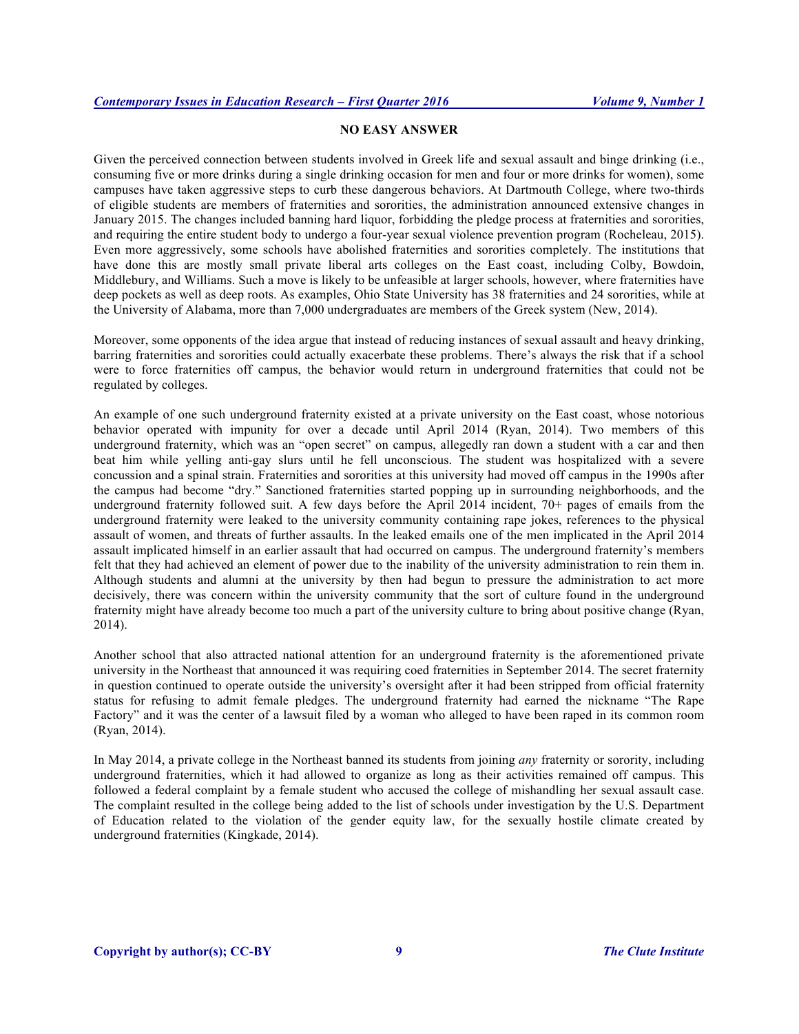## NO EASY ANSWER

Given the perceived connection between students involved in Greek life and sexual assault and binge drinking (i.e., consuming five or more drinks during a single drinking occasion for men and four or more drinks for women), some campuses have taken aggressive steps to curb these dangerous behaviors. At Dartmouth College, where two-thirds of eligible students are members of fraternities and sororities, the administration announced extensive changes in January 2015. The changes included banning hard liquor, forbidding the pledge process at fraternities and sororities, and requiring the entire student body to undergo a four-year sexual violence prevention program (Rocheleau, 2015). Even more aggressively, some schools have abolished fraternities and sororities completely. The institutions that have done this are mostly small private liberal arts colleges on the East coast, including Colby, Bowdoin, Middlebury, and Williams. Such a move is likely to be unfeasible at larger schools, however, where fraternities have deep pockets as well as deep roots. As examples, Ohio State University has 38 fraternities and 24 sororities, while at the University of Alabama, more than 7,000 undergraduates are members of the Greek system (New, 2014).

Moreover, some opponents of the idea argue that instead of reducing instances of sexual assault and heavy drinking, barring fraternities and sororities could actually exacerbate these problems. There's always the risk that if a school were to force fraternities off campus, the behavior would return in underground fraternities that could not be regulated by colleges.

An example of one such underground fraternity existed at a private university on the East coast, whose notorious behavior operated with impunity for over a decade until April 2014 (Ryan, 2014). Two members of this underground fraternity, which was an "open secret" on campus, allegedly ran down a student with a car and then beat him while yelling anti-gay slurs until he fell unconscious. The student was hospitalized with a severe concussion and a spinal strain. Fraternities and sororities at this university had moved off campus in the 1990s after the campus had become "dry." Sanctioned fraternities started popping up in surrounding neighborhoods, and the underground fraternity followed suit. A few days before the April 2014 incident, 70+ pages of emails from the underground fraternity were leaked to the university community containing rape jokes, references to the physical assault of women, and threats of further assaults. In the leaked emails one of the men implicated in the April 2014 assault implicated himself in an earlier assault that had occurred on campus. The underground fraternity's members felt that they had achieved an element of power due to the inability of the university administration to rein them in. Although students and alumni at the university by then had begun to pressure the administration to act more decisively, there was concern within the university community that the sort of culture found in the underground fraternity might have already become too much a part of the university culture to bring about positive change (Ryan, 2014).

Another school that also attracted national attention for an underground fraternity is the aforementioned private university in the Northeast that announced it was requiring coed fraternities in September 2014. The secret fraternity in question continued to operate outside the university's oversight after it had been stripped from official fraternity status for refusing to admit female pledges. The underground fraternity had earned the nickname "The Rape Factory" and it was the center of a lawsuit filed by a woman who alleged to have been raped in its common room (Ryan, 2014).

In May 2014, a private college in the Northeast banned its students from joining *any* fraternity or sorority, including underground fraternities, which it had allowed to organize as long as their activities remained off campus. This followed a federal complaint by a female student who accused the college of mishandling her sexual assault case. The complaint resulted in the college being added to the list of schools under investigation by the U.S. Department of Education related to the violation of the gender equity law, for the sexually hostile climate created by underground fraternities (Kingkade, 2014).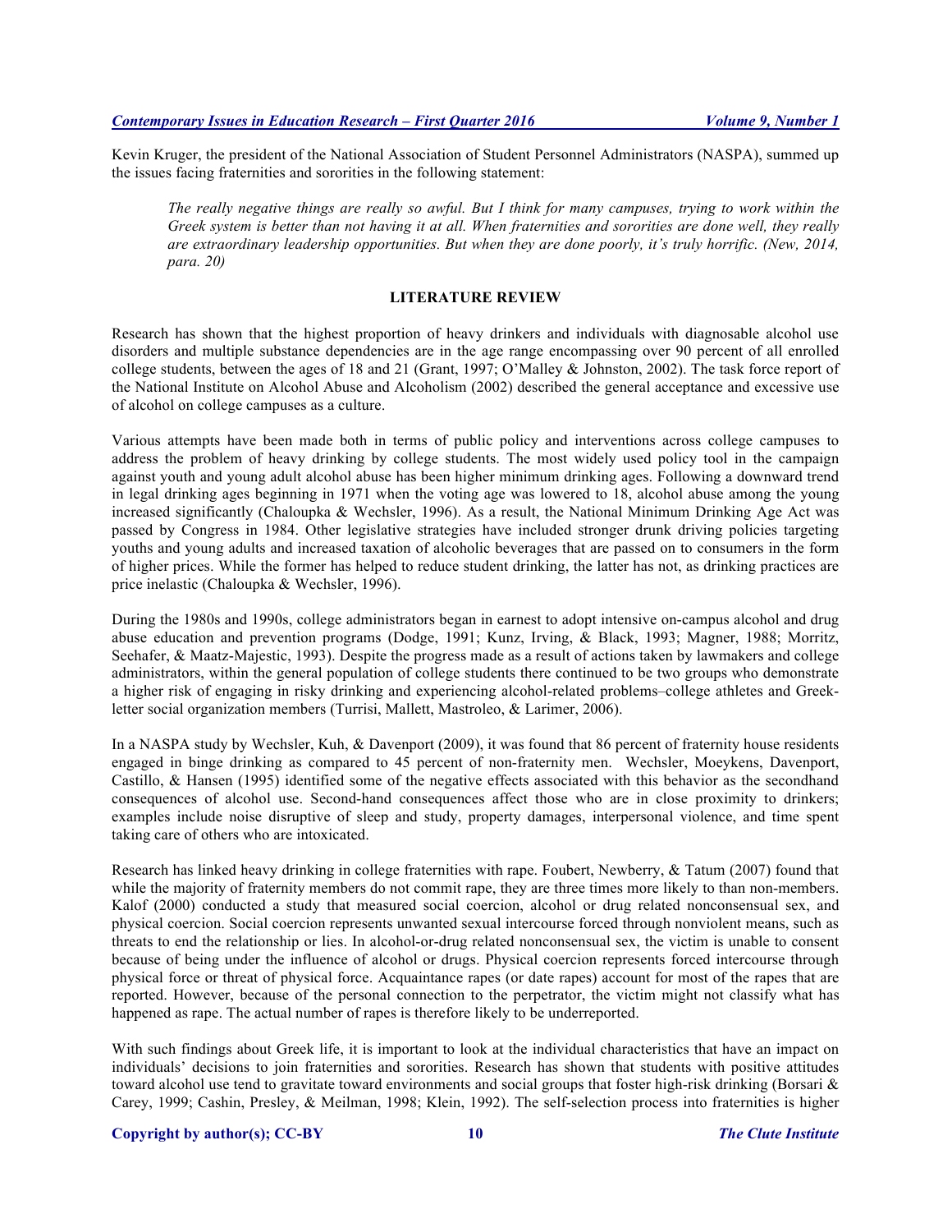Kevin Kruger, the president of the National Association of Student Personnel Administrators (NASPA), summed up the issues facing fraternities and sororities in the following statement:

> *The really negative things are really so awful. But I think for many campuses, trying to work within the Greek system is better than not having it at all. When fraternities and sororities are done well, they really are extraordinary leadership opportunities. But when they are done poorly, it's truly horrific. (New, 2014, para. 20)*

## LITERATURE REVIEW

Research has shown that the highest proportion of heavy drinkers and individuals with diagnosable alcohol use disorders and multiple substance dependencies are in the age range encompassing over 90 percent of all enrolled college students, between the ages of 18 and 21 (Grant, 1997; O'Malley & Johnston, 2002). The task force report of the National Institute on Alcohol Abuse and Alcoholism (2002) described the general acceptance and excessive use of alcohol on college campuses as a culture.

Various attempts have been made both in terms of public policy and interventions across college campuses to address the problem of heavy drinking by college students. The most widely used policy tool in the campaign against youth and young adult alcohol abuse has been higher minimum drinking ages. Following a downward trend in legal drinking ages beginning in 1971 when the voting age was lowered to 18, alcohol abuse among the young increased significantly (Chaloupka & Wechsler, 1996). As a result, the National Minimum Drinking Age Act was passed by Congress in 1984. Other legislative strategies have included stronger drunk driving policies targeting youths and young adults and increased taxation of alcoholic beverages that are passed on to consumers in the form of higher prices. While the former has helped to reduce student drinking, the latter has not, as drinking practices are price inelastic (Chaloupka & Wechsler, 1996).

During the 1980s and 1990s, college administrators began in earnest to adopt intensive on-campus alcohol and drug abuse education and prevention programs (Dodge, 1991; Kunz, Irving, & Black, 1993; Magner, 1988; Morritz, Seehafer, & Maatz-Majestic, 1993). Despite the progress made as a result of actions taken by lawmakers and college administrators, within the general population of college students there continued to be two groups who demonstrate a higher risk of engaging in risky drinking and experiencing alcohol-related problems–college athletes and Greek-letter social organization members (Turrisi, Mallett, Mastroleo, & Larimer, 2006).

In a NASPA study by Wechsler, Kuh, & Davenport (2009), it was found that 86 percent of fraternity house residents engaged in binge drinking as compared to 45 percent of non-fraternity men. Wechsler, Moeykens, Davenport, Castillo, & Hansen (1995) identified some of the negative effects associated with this behavior as the secondhand consequences of alcohol use. Second-hand consequences affect those who are in close proximity to drinkers; examples include noise disruptive of sleep and study, property damages, interpersonal violence, and time spent taking care of others who are intoxicated.

Research has linked heavy drinking in college fraternities with rape. Foubert, Newberry, & Tatum (2007) found that while the majority of fraternity members do not commit rape, they are three times more likely to than non-members. Kalof (2000) conducted a study that measured social coercion, alcohol or drug related nonconsensual sex, and physical coercion. Social coercion represents unwanted sexual intercourse forced through nonviolent means, such as threats to end the relationship or lies. In alcohol-or-drug related nonconsensual sex, the victim is unable to consent because of being under the influence of alcohol or drugs. Physical coercion represents forced intercourse through physical force or threat of physical force. Acquaintance rapes (or date rapes) account for most of the rapes that are reported. However, because of the personal connection to the perpetrator, the victim might not classify what has happened as rape. The actual number of rapes is therefore likely to be underreported.

With such findings about Greek life, it is important to look at the individual characteristics that have an impact on individuals' decisions to join fraternities and sororities. Research has shown that students with positive attitudes toward alcohol use tend to gravitate toward environments and social groups that foster high-risk drinking (Borsari & Carey, 1999; Cashin, Presley, & Meilman, 1998; Klein, 1992). The self-selection process into fraternities is higher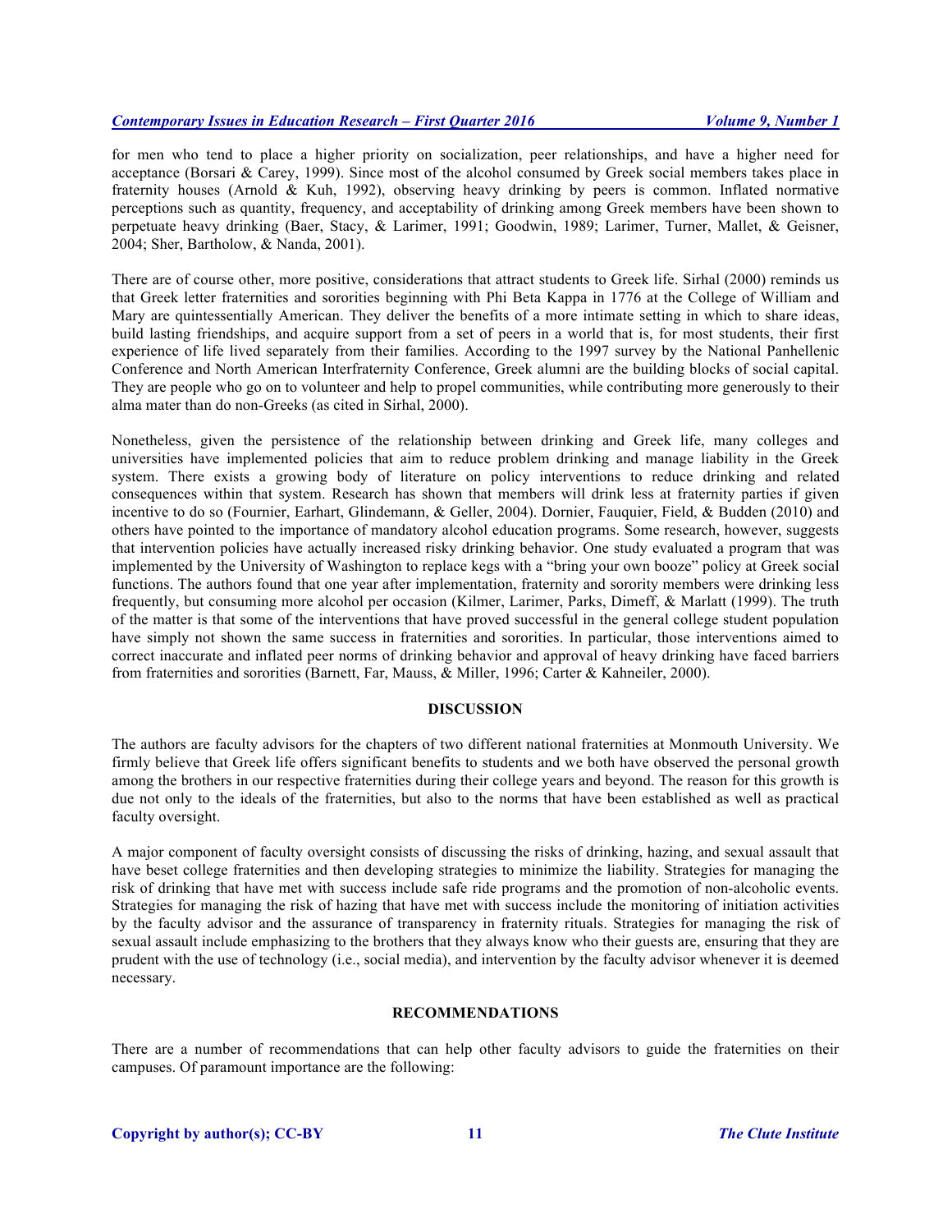for men who tend to place a higher priority on socialization, peer relationships, and have a higher need for acceptance (Borsari & Carey, 1999). Since most of the alcohol consumed by Greek social members takes place in fraternity houses (Arnold & Kuh, 1992), observing heavy drinking by peers is common. Inflated normative perceptions such as quantity, frequency, and acceptability of drinking among Greek members have been shown to perpetuate heavy drinking (Baer, Stacy, & Larimer, 1991; Goodwin, 1989; Larimer, Turner, Mallet, & Geisner, 2004; Sher, Bartholow, & Nanda, 2001).

There are of course other, more positive, considerations that attract students to Greek life. Sirhal (2000) reminds us that Greek letter fraternities and sororities beginning with Phi Beta Kappa in 1776 at the College of William and Mary are quintessentially American. They deliver the benefits of a more intimate setting in which to share ideas, build lasting friendships, and acquire support from a set of peers in a world that is, for most students, their first experience of life lived separately from their families. According to the 1997 survey by the National Panhellenic Conference and North American Interfraternity Conference, Greek alumni are the building blocks of social capital. They are people who go on to volunteer and help to propel communities, while contributing more generously to their alma mater than do non-Greeks (as cited in Sirhal, 2000).

Nonetheless, given the persistence of the relationship between drinking and Greek life, many colleges and universities have implemented policies that aim to reduce problem drinking and manage liability in the Greek system. There exists a growing body of literature on policy interventions to reduce drinking and related consequences within that system. Research has shown that members will drink less at fraternity parties if given incentive to do so (Fournier, Earhart, Glindemann, & Geller, 2004). Dornier, Fauquier, Field, & Budden (2010) and others have pointed to the importance of mandatory alcohol education programs. Some research, however, suggests that intervention policies have actually increased risky drinking behavior. One study evaluated a program that was implemented by the University of Washington to replace kegs with a "bring your own booze" policy at Greek social functions. The authors found that one year after implementation, fraternity and sorority members were drinking less frequently, but consuming more alcohol per occasion (Kilmer, Larimer, Parks, Dimeff, & Marlatt (1999). The truth of the matter is that some of the interventions that have proved successful in the general college student population have simply not shown the same success in fraternities and sororities. In particular, those interventions aimed to correct inaccurate and inflated peer norms of drinking behavior and approval of heavy drinking have faced barriers from fraternities and sororities (Barnett, Far, Mauss, & Miller, 1996; Carter & Kahneiler, 2000).

## DISCUSSION

The authors are faculty advisors for the chapters of two different national fraternities at Monmouth University. We firmly believe that Greek life offers significant benefits to students and we both have observed the personal growth among the brothers in our respective fraternities during their college years and beyond. The reason for this growth is due not only to the ideals of the fraternities, but also to the norms that have been established as well as practical faculty oversight.

A major component of faculty oversight consists of discussing the risks of drinking, hazing, and sexual assault that have beset college fraternities and then developing strategies to minimize the liability. Strategies for managing the risk of drinking that have met with success include safe ride programs and the promotion of non-alcoholic events. Strategies for managing the risk of hazing that have met with success include the monitoring of initiation activities by the faculty advisor and the assurance of transparency in fraternity rituals. Strategies for managing the risk of sexual assault include emphasizing to the brothers that they always know who their guests are, ensuring that they are prudent with the use of technology (i.e., social media), and intervention by the faculty advisor whenever it is deemed necessary.

## RECOMMENDATIONS

There are a number of recommendations that can help other faculty advisors to guide the fraternities on their campuses. Of paramount importance are the following: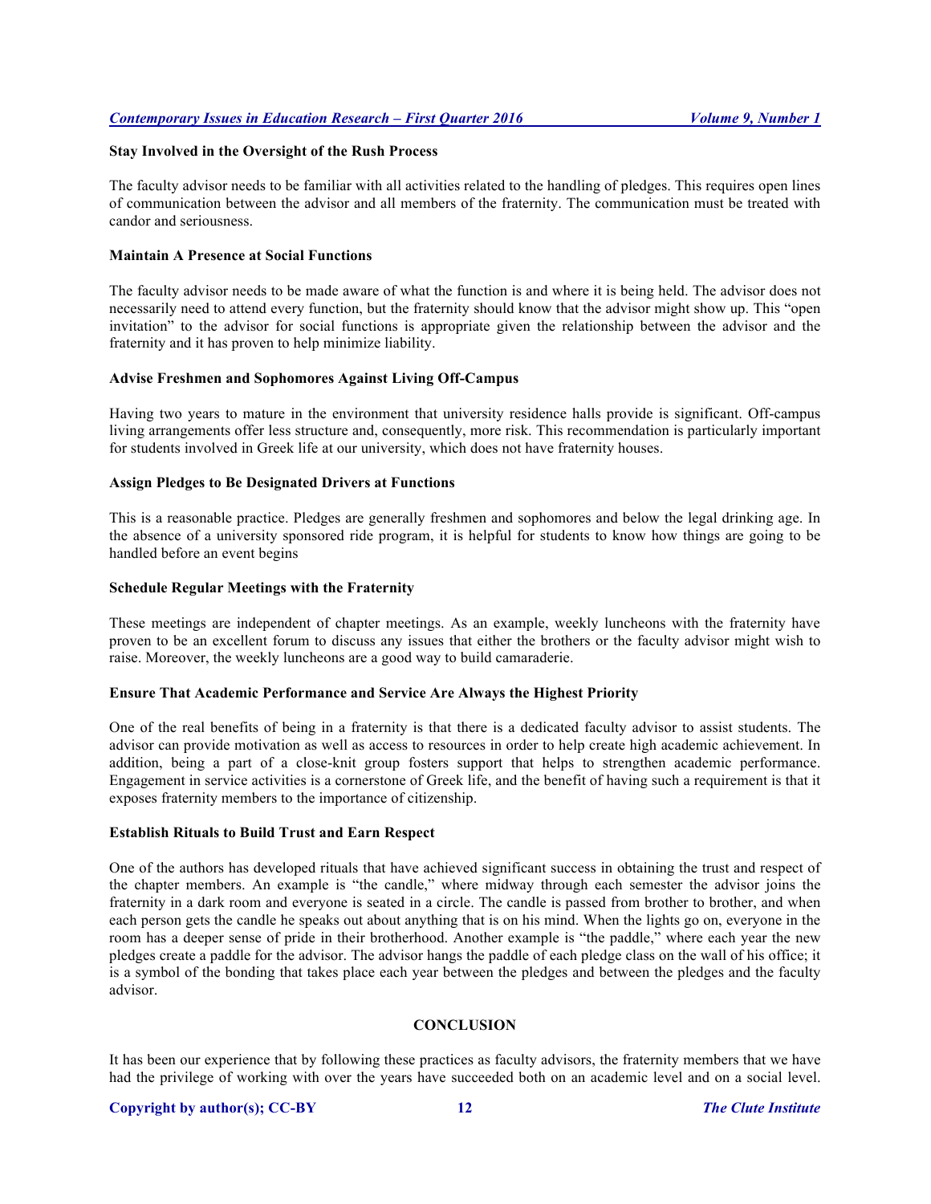### Stay Involved in the Oversight of the Rush Process

The faculty advisor needs to be familiar with all activities related to the handling of pledges. This requires open lines of communication between the advisor and all members of the fraternity. The communication must be treated with candor and seriousness.

### Maintain A Presence at Social Functions

The faculty advisor needs to be made aware of what the function is and where it is being held. The advisor does not necessarily need to attend every function, but the fraternity should know that the advisor might show up. This "open invitation" to the advisor for social functions is appropriate given the relationship between the advisor and the fraternity and it has proven to help minimize liability.

### Advise Freshmen and Sophomores Against Living Off-Campus

Having two years to mature in the environment that university residence halls provide is significant. Off-campus living arrangements offer less structure and, consequently, more risk. This recommendation is particularly important for students involved in Greek life at our university, which does not have fraternity houses.

### Assign Pledges to Be Designated Drivers at Functions

This is a reasonable practice. Pledges are generally freshmen and sophomores and below the legal drinking age. In the absence of a university sponsored ride program, it is helpful for students to know how things are going to be handled before an event begins

### Schedule Regular Meetings with the Fraternity

These meetings are independent of chapter meetings. As an example, weekly luncheons with the fraternity have proven to be an excellent forum to discuss any issues that either the brothers or the faculty advisor might wish to raise. Moreover, the weekly luncheons are a good way to build camaraderie.

### Ensure That Academic Performance and Service Are Always the Highest Priority

One of the real benefits of being in a fraternity is that there is a dedicated faculty advisor to assist students. The advisor can provide motivation as well as access to resources in order to help create high academic achievement. In addition, being a part of a close-knit group fosters support that helps to strengthen academic performance. Engagement in service activities is a cornerstone of Greek life, and the benefit of having such a requirement is that it exposes fraternity members to the importance of citizenship.

### Establish Rituals to Build Trust and Earn Respect

One of the authors has developed rituals that have achieved significant success in obtaining the trust and respect of the chapter members. An example is "the candle," where midway through each semester the advisor joins the fraternity in a dark room and everyone is seated in a circle. The candle is passed from brother to brother, and when each person gets the candle he speaks out about anything that is on his mind. When the lights go on, everyone in the room has a deeper sense of pride in their brotherhood. Another example is "the paddle," where each year the new pledges create a paddle for the advisor. The advisor hangs the paddle of each pledge class on the wall of his office; it is a symbol of the bonding that takes place each year between the pledges and between the pledges and the faculty advisor.

## CONCLUSION

It has been our experience that by following these practices as faculty advisors, the fraternity members that we have had the privilege of working with over the years have succeeded both on an academic level and on a social level.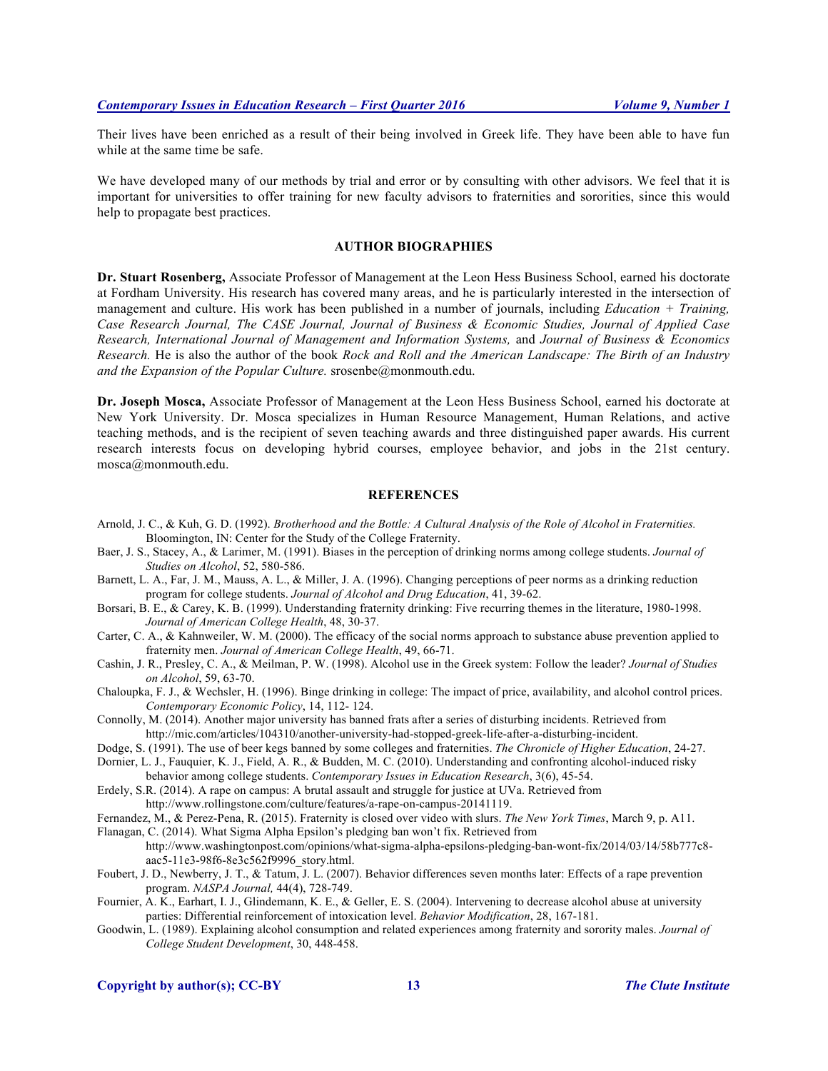Their lives have been enriched as a result of their being involved in Greek life. They have been able to have fun while at the same time be safe.

We have developed many of our methods by trial and error or by consulting with other advisors. We feel that it is important for universities to offer training for new faculty advisors to fraternities and sororities, since this would help to propagate best practices.

## AUTHOR BIOGRAPHIES

**Dr. Stuart Rosenberg,** Associate Professor of Management at the Leon Hess Business School, earned his doctorate at Fordham University. His research has covered many areas, and he is particularly interested in the intersection of management and culture. His work has been published in a number of journals, including *Education + Training, Case Research Journal, The CASE Journal, Journal of Business & Economic Studies, Journal of Applied Case Research, International Journal of Management and Information Systems,* and *Journal of Business & Economics Research.* He is also the author of the book *Rock and Roll and the American Landscape: The Birth of an Industry and the Expansion of the Popular Culture.* srosenbe@monmouth.edu.

**Dr. Joseph Mosca,** Associate Professor of Management at the Leon Hess Business School, earned his doctorate at New York University. Dr. Mosca specializes in Human Resource Management, Human Relations, and active teaching methods, and is the recipient of seven teaching awards and three distinguished paper awards. His current research interests focus on developing hybrid courses, employee behavior, and jobs in the 21st century. mosca@monmouth.edu.

## REFERENCES

Arnold, J. C., & Kuh, G. D. (1992). *Brotherhood and the Bottle: A Cultural Analysis of the Role of Alcohol in Fraternities.* Bloomington, IN: Center for the Study of the College Fraternity.

Baer, J. S., Stacey, A., & Larimer, M. (1991). Biases in the perception of drinking norms among college students. *Journal of Studies on Alcohol*, 52, 580-586.

Barnett, L. A., Far, J. M., Mauss, A. L., & Miller, J. A. (1996). Changing perceptions of peer norms as a drinking reduction program for college students. *Journal of Alcohol and Drug Education*, 41, 39-62.

Borsari, B. E., & Carey, K. B. (1999). Understanding fraternity drinking: Five recurring themes in the literature, 1980-1998. *Journal of American College Health*, 48, 30-37.

Carter, C. A., & Kahnweiler, W. M. (2000). The efficacy of the social norms approach to substance abuse prevention applied to fraternity men. *Journal of American College Health*, 49, 66-71.

Cashin, J. R., Presley, C. A., & Meilman, P. W. (1998). Alcohol use in the Greek system: Follow the leader? *Journal of Studies on Alcohol*, 59, 63-70.

Chaloupka, F. J., & Wechsler, H. (1996). Binge drinking in college: The impact of price, availability, and alcohol control prices. *Contemporary Economic Policy*, 14, 112- 124.

Connolly, M. (2014). Another major university has banned frats after a series of disturbing incidents. Retrieved from http://mic.com/articles/104310/another-university-had-stopped-greek-life-after-a-disturbing-incident.

Dodge, S. (1991). The use of beer kegs banned by some colleges and fraternities. *The Chronicle of Higher Education*, 24-27.

Dornier, L. J., Fauquier, K. J., Field, A. R., & Budden, M. C. (2010). Understanding and confronting alcohol-induced risky behavior among college students. *Contemporary Issues in Education Research*, 3(6), 45-54.

Erdely, S.R. (2014). A rape on campus: A brutal assault and struggle for justice at UVa. Retrieved from http://www.rollingstone.com/culture/features/a-rape-on-campus-20141119.

Fernandez, M., & Perez-Pena, R. (2015). Fraternity is closed over video with slurs. *The New York Times*, March 9, p. A11.

Flanagan, C. (2014). What Sigma Alpha Epsilon's pledging ban wont't fix. Retrieved from http://www.washingtonpost.com/opinions/what-sigma-alpha-epsilons-pledging-ban-wont-fix/2014/03/14/58b777c8-aac5-11e3-98f6-8e3c562f9996_story.html.

Foubert, J. D., Newberry, J. T., & Tatum, J. L. (2007). Behavior differences seven months later: Effects of a rape prevention program. *NASPA Journal,* 44(4), 728-749.

Fournier, A. K., Earhart, I. J., Glindemann, K. E., & Geller, E. S. (2004). Intervening to decrease alcohol abuse at university parties: Differential reinforcement of intoxication level. *Behavior Modification*, 28, 167-181.

Goodwin, L. (1989). Explaining alcohol consumption and related experiences among fraternity and sorority males. *Journal of College Student Development*, 30, 448-458.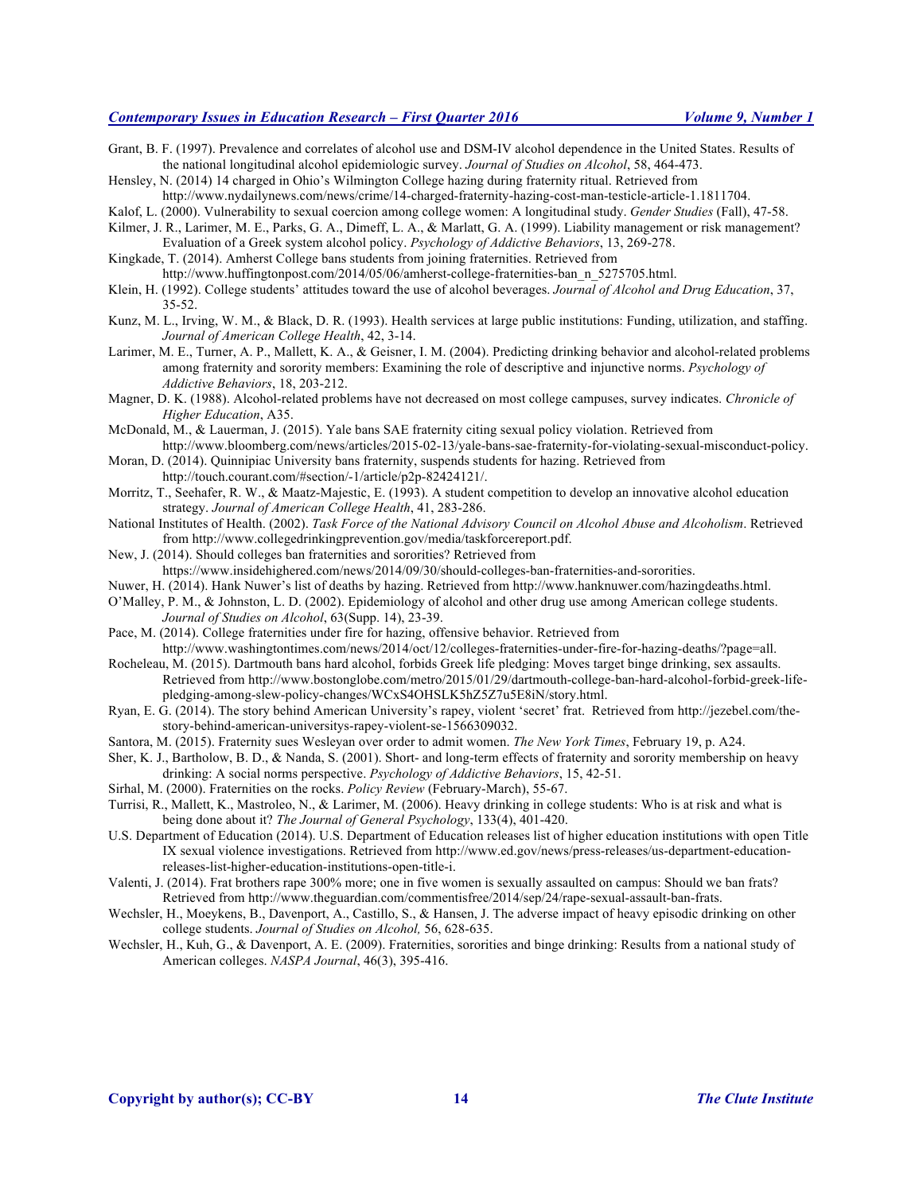Grant, B. F. (1997). Prevalence and correlates of alcohol use and DSM-IV alcohol dependence in the United States. Results of the national longitudinal alcohol epidemiologic survey. *Journal of Studies on Alcohol*, 58, 464-473.

Hensley, N. (2014) 14 charged in Ohio's Wilmington College hazing during fraternity ritual. Retrieved from http://www.nydailynews.com/news/crime/14-charged-fraternity-hazing-cost-man-testicle-article-1.1811704.

Kalof, L. (2000). Vulnerability to sexual coercion among college women: A longitudinal study. *Gender Studies* (Fall), 47-58.

Kilmer, J. R., Larimer, M. E., Parks, G. A., Dimeff, L. A., & Marlatt, G. A. (1999). Liability management or risk management? Evaluation of a Greek system alcohol policy. *Psychology of Addictive Behaviors*, 13, 269-278.

Kingkade, T. (2014). Amherst College bans students from joining fraternities. Retrieved from http://www.huffingtonpost.com/2014/05/06/amherst-college-fraternities-ban_n_5275705.html.

Klein, H. (1992). College students' attitudes toward the use of alcohol beverages. *Journal of Alcohol and Drug Education*, 37, 35-52.

Kunz, M. L., Irving, W. M., & Black, D. R. (1993). Health services at large public institutions: Funding, utilization, and staffing. *Journal of American College Health*, 42, 3-14.

Larimer, M. E., Turner, A. P., Mallett, K. A., & Geisner, I. M. (2004). Predicting drinking behavior and alcohol-related problems among fraternity and sorority members: Examining the role of descriptive and injunctive norms. *Psychology of Addictive Behaviors*, 18, 203-212.

Magner, D. K. (1988). Alcohol-related problems have not decreased on most college campuses, survey indicates. *Chronicle of Higher Education*, A35.

McDonald, M., & Lauerman, J. (2015). Yale bans SAE fraternity citing sexual policy violation. Retrieved from http://www.bloomberg.com/news/articles/2015-02-13/yale-bans-sae-fraternity-for-violating-sexual-misconduct-policy.

Moran, D. (2014). Quinnipiac University bans fraternity, suspends students for hazing. Retrieved from http://touch.courant.com/#section/-1/article/p2p-82424121/.

Morritz, T., Seehafer, R. W., & Maatz-Majestic, E. (1993). A student competition to develop an innovative alcohol education strategy. *Journal of American College Health*, 41, 283-286.

National Institutes of Health. (2002). *Task Force of the National Advisory Council on Alcohol Abuse and Alcoholism*. Retrieved from http://www.collegedrinkingprevention.gov/media/taskforcereport.pdf.

New, J. (2014). Should colleges ban fraternities and sororities? Retrieved from https://www.insidehighered.com/news/2014/09/30/should-colleges-ban-fraternities-and-sororities.

Nuwer, H. (2014). Hank Nuwer's list of deaths by hazing. Retrieved from http://www.hanknuwer.com/hazingdeaths.html.

O'Malley, P. M., & Johnston, L. D. (2002). Epidemiology of alcohol and other drug use among American college students. *Journal of Studies on Alcohol*, 63(Supp. 14), 23-39.

Pace, M. (2014). College fraternities under fire for hazing, offensive behavior. Retrieved from http://www.washingtontimes.com/news/2014/oct/12/colleges-fraternities-under-fire-for-hazing-deaths/?page=all.

Rocheleau, M. (2015). Dartmouth bans hard alcohol, forbids Greek life pledging: Moves target binge drinking, sex assaults. Retrieved from http://www.bostonglobe.com/metro/2015/01/29/dartmouth-college-ban-hard-alcohol-forbid-greek-life-pledging-among-slew-policy-changes/WCxS4OHSLK5hZ5Z7u5E8iN/story.html.

Ryan, E. G. (2014). The story behind American University's rapey, violent 'secret' frat. Retrieved from http://jezebel.com/the-story-behind-american-universitys-rapey-violent-se-1566309032.

Santora, M. (2015). Fraternity sues Wesleyan over order to admit women. *The New York Times*, February 19, p. A24.

Sher, K. J., Bartholow, B. D., & Nanda, S. (2001). Short- and long-term effects of fraternity and sorority membership on heavy drinking: A social norms perspective. *Psychology of Addictive Behaviors*, 15, 42-51.

Sirhal, M. (2000). Fraternities on the rocks. *Policy Review* (February-March), 55-67.

Turrisi, R., Mallett, K., Mastroleo, N., & Larimer, M. (2006). Heavy drinking in college students: Who is at risk and what is being done about it? *The Journal of General Psychology*, 133(4), 401-420.

U.S. Department of Education (2014). U.S. Department of Education releases list of higher education institutions with open Title IX sexual violence investigations. Retrieved from http://www.ed.gov/news/press-releases/us-department-education-releases-list-higher-education-institutions-open-title-i.

Valenti, J. (2014). Frat brothers rape 300% more; one in five women is sexually assaulted on campus: Should we ban frats? Retrieved from http://www.theguardian.com/commentisfree/2014/sep/24/rape-sexual-assault-ban-frats.

Wechsler, H., Moeykens, B., Davenport, A., Castillo, S., & Hansen, J. The adverse impact of heavy episodic drinking on other college students. *Journal of Studies on Alcohol,* 56, 628-635.

Wechsler, H., Kuh, G., & Davenport, A. E. (2009). Fraternities, sororities and binge drinking: Results from a national study of American colleges. *NASPA Journal*, 46(3), 395-416.